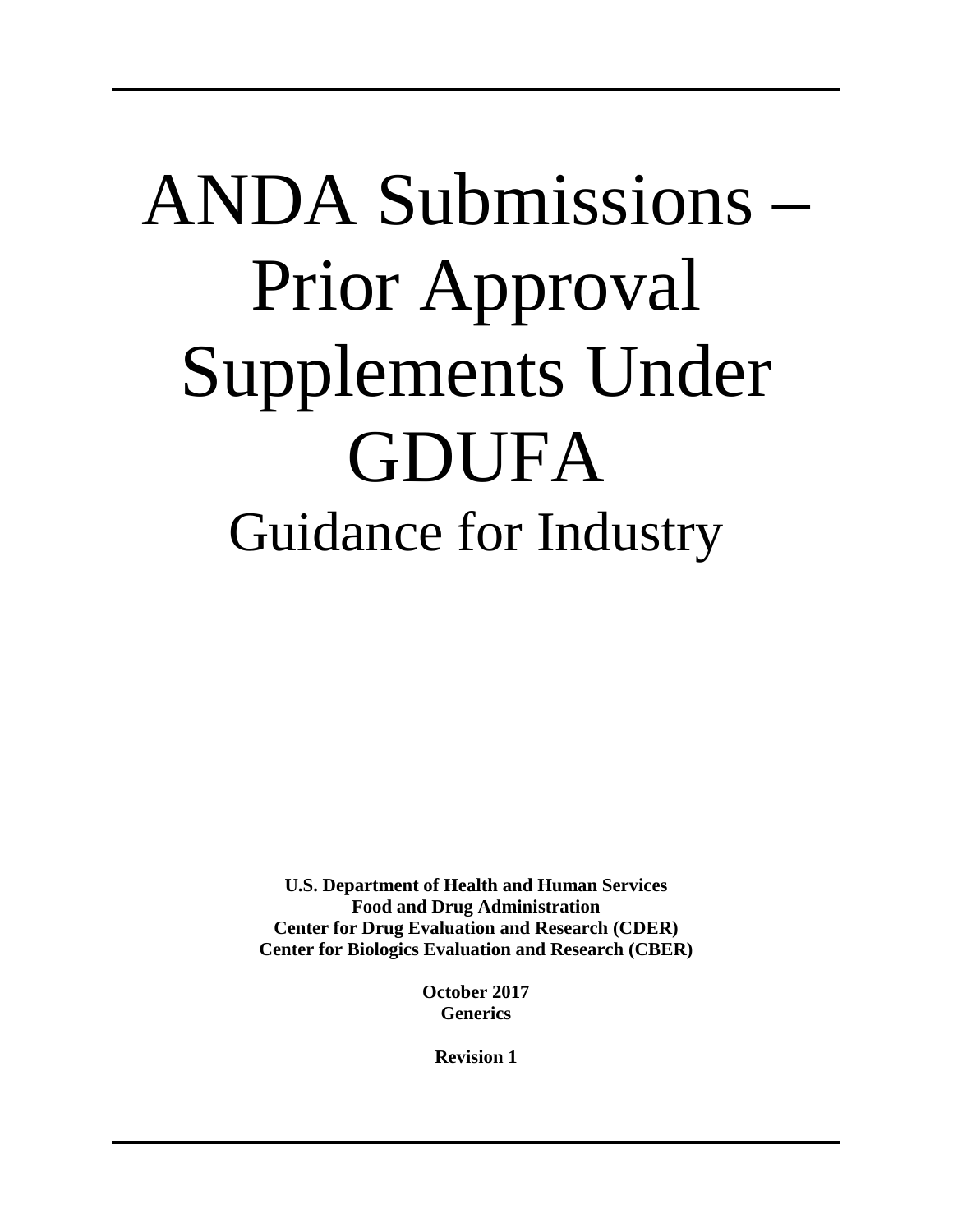# ANDA Submissions – Prior Approval Supplements Under GDUFA

## Guidance for Industry

**U.S. Department of Health and Human Services**
**Food and Drug Administration**
**Center for Drug Evaluation and Research (CDER)**
**Center for Biologics Evaluation and Research (CBER)**

**October 2017**
**Generics**

**Revision 1**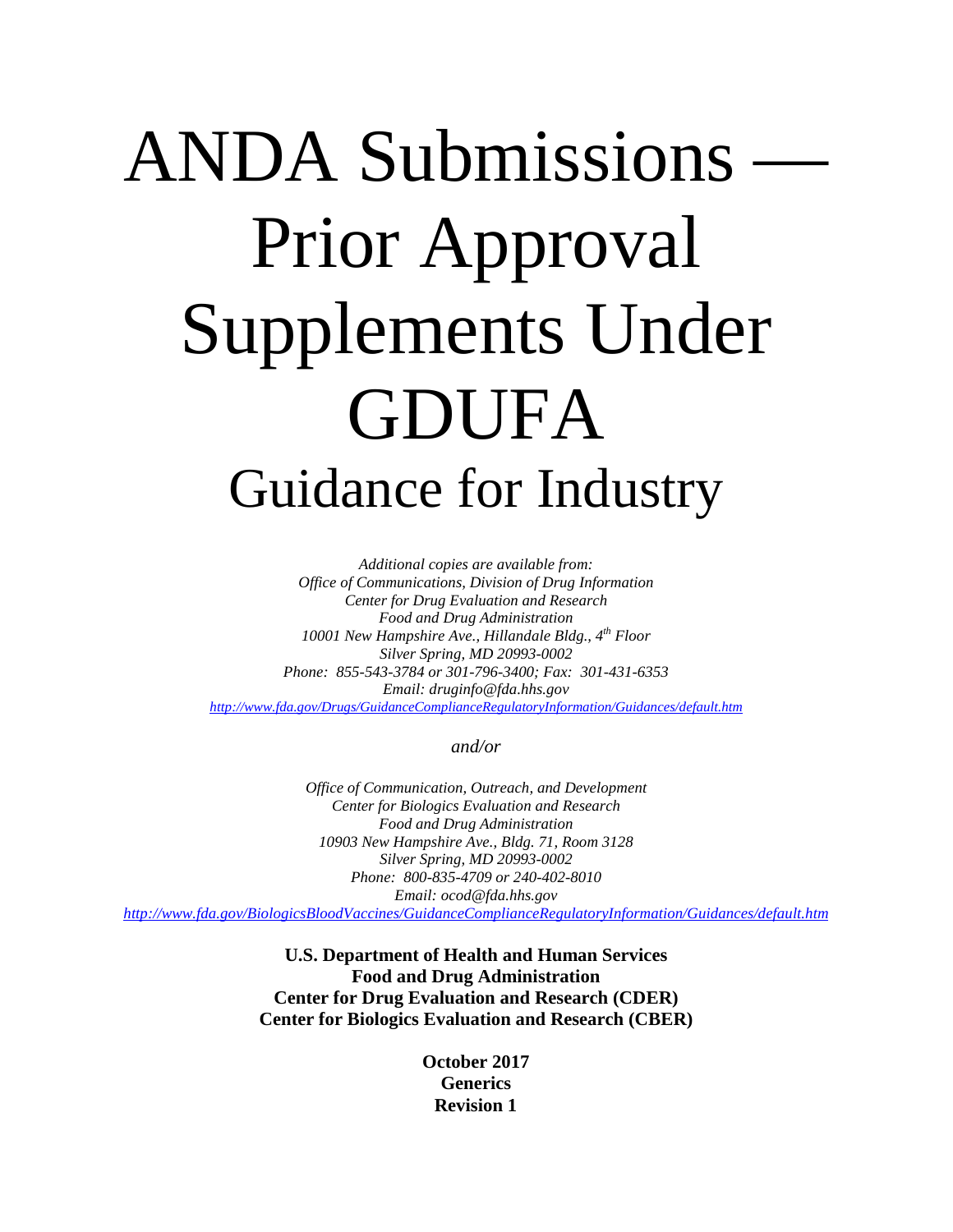# ANDA Submissions — Prior Approval Supplements Under GDUFA

## Guidance for Industry

*Additional copies are available from:*
*Office of Communications, Division of Drug Information*
*Center for Drug Evaluation and Research*
*Food and Drug Administration*
*10001 New Hampshire Ave., Hillandale Bldg., 4th Floor*
*Silver Spring, MD 20993-0002*
*Phone: 855-543-3784 or 301-796-3400; Fax: 301-431-6353*
*Email: druginfo@fda.hhs.gov*
*http://www.fda.gov/Drugs/GuidanceComplianceRegulatoryInformation/Guidances/default.htm*

*and/or*

*Office of Communication, Outreach, and Development*
*Center for Biologics Evaluation and Research*
*Food and Drug Administration*
*10903 New Hampshire Ave., Bldg. 71, Room 3128*
*Silver Spring, MD 20993-0002*
*Phone: 800-835-4709 or 240-402-8010*
*Email: ocod@fda.hhs.gov*
*http://www.fda.gov/BiologicsBloodVaccines/GuidanceComplianceRegulatoryInformation/Guidances/default.htm*

**U.S. Department of Health and Human Services**
**Food and Drug Administration**
**Center for Drug Evaluation and Research (CDER)**
**Center for Biologics Evaluation and Research (CBER)**

**October 2017**
**Generics**
**Revision 1**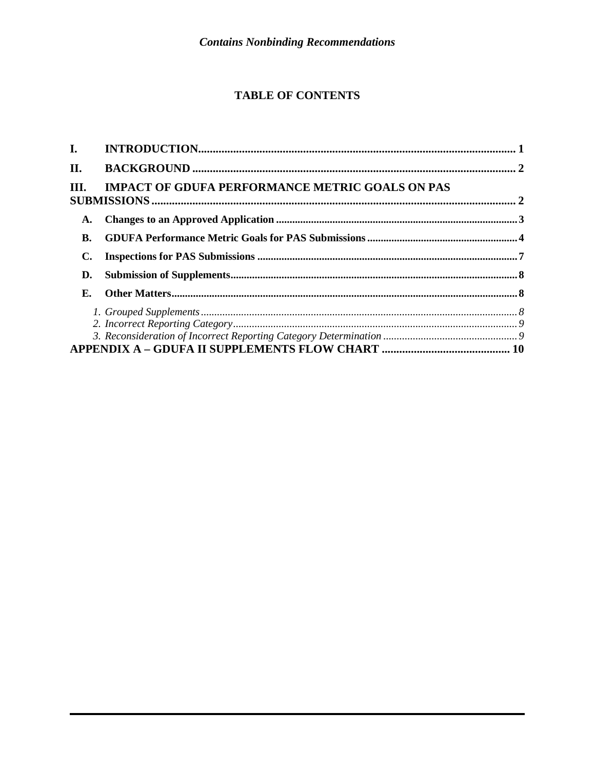# TABLE OF CONTENTS

**I. INTRODUCTION** ..... 1

**II. BACKGROUND** ..... 2

**III. IMPACT OF GDUFA PERFORMANCE METRIC GOALS ON PAS SUBMISSIONS** ..... 2

- **A. Changes to an Approved Application** ..... 3
- **B. GDUFA Performance Metric Goals for PAS Submissions** ..... 4
- **C. Inspections for PAS Submissions** ..... 7
- **D. Submission of Supplements** ..... 8
- **E. Other Matters** ..... 8
  - *1. Grouped Supplements* ..... 8
  - *2. Incorrect Reporting Category* ..... 9
  - *3. Reconsideration of Incorrect Reporting Category Determination* ..... 9

**APPENDIX A – GDUFA II SUPPLEMENTS FLOW CHART** ..... 10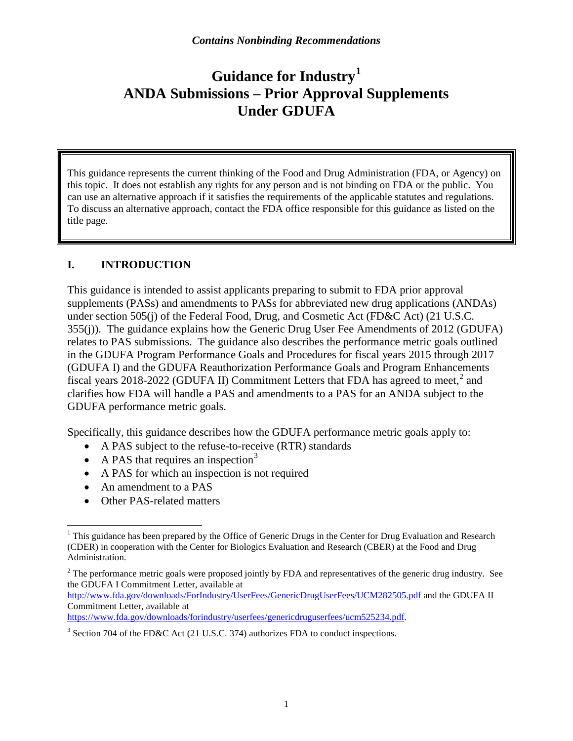*Contains Nonbinding Recommendations*

# Guidance for Industry[1]
# ANDA Submissions – Prior Approval Supplements Under GDUFA

This guidance represents the current thinking of the Food and Drug Administration (FDA, or Agency) on this topic. It does not establish any rights for any person and is not binding on FDA or the public. You can use an alternative approach if it satisfies the requirements of the applicable statutes and regulations. To discuss an alternative approach, contact the FDA office responsible for this guidance as listed on the title page.

## I. INTRODUCTION

This guidance is intended to assist applicants preparing to submit to FDA prior approval supplements (PASs) and amendments to PASs for abbreviated new drug applications (ANDAs) under section 505(j) of the Federal Food, Drug, and Cosmetic Act (FD&C Act) (21 U.S.C. 355(j)). The guidance explains how the Generic Drug User Fee Amendments of 2012 (GDUFA) relates to PAS submissions. The guidance also describes the performance metric goals outlined in the GDUFA Program Performance Goals and Procedures for fiscal years 2015 through 2017 (GDUFA I) and the GDUFA Reauthorization Performance Goals and Program Enhancements fiscal years 2018-2022 (GDUFA II) Commitment Letters that FDA has agreed to meet,[2] and clarifies how FDA will handle a PAS and amendments to a PAS for an ANDA subject to the GDUFA performance metric goals.

Specifically, this guidance describes how the GDUFA performance metric goals apply to:

- A PAS subject to the refuse-to-receive (RTR) standards
- A PAS that requires an inspection[3]
- A PAS for which an inspection is not required
- An amendment to a PAS
- Other PAS-related matters

---

[1] This guidance has been prepared by the Office of Generic Drugs in the Center for Drug Evaluation and Research (CDER) in cooperation with the Center for Biologics Evaluation and Research (CBER) at the Food and Drug Administration.

[2] The performance metric goals were proposed jointly by FDA and representatives of the generic drug industry. See the GDUFA I Commitment Letter, available at http://www.fda.gov/downloads/ForIndustry/UserFees/GenericDrugUserFees/UCM282505.pdf and the GDUFA II Commitment Letter, available at https://www.fda.gov/downloads/forindustry/userfees/genericdruguserfees/ucm525234.pdf.

[3] Section 704 of the FD&C Act (21 U.S.C. 374) authorizes FDA to conduct inspections.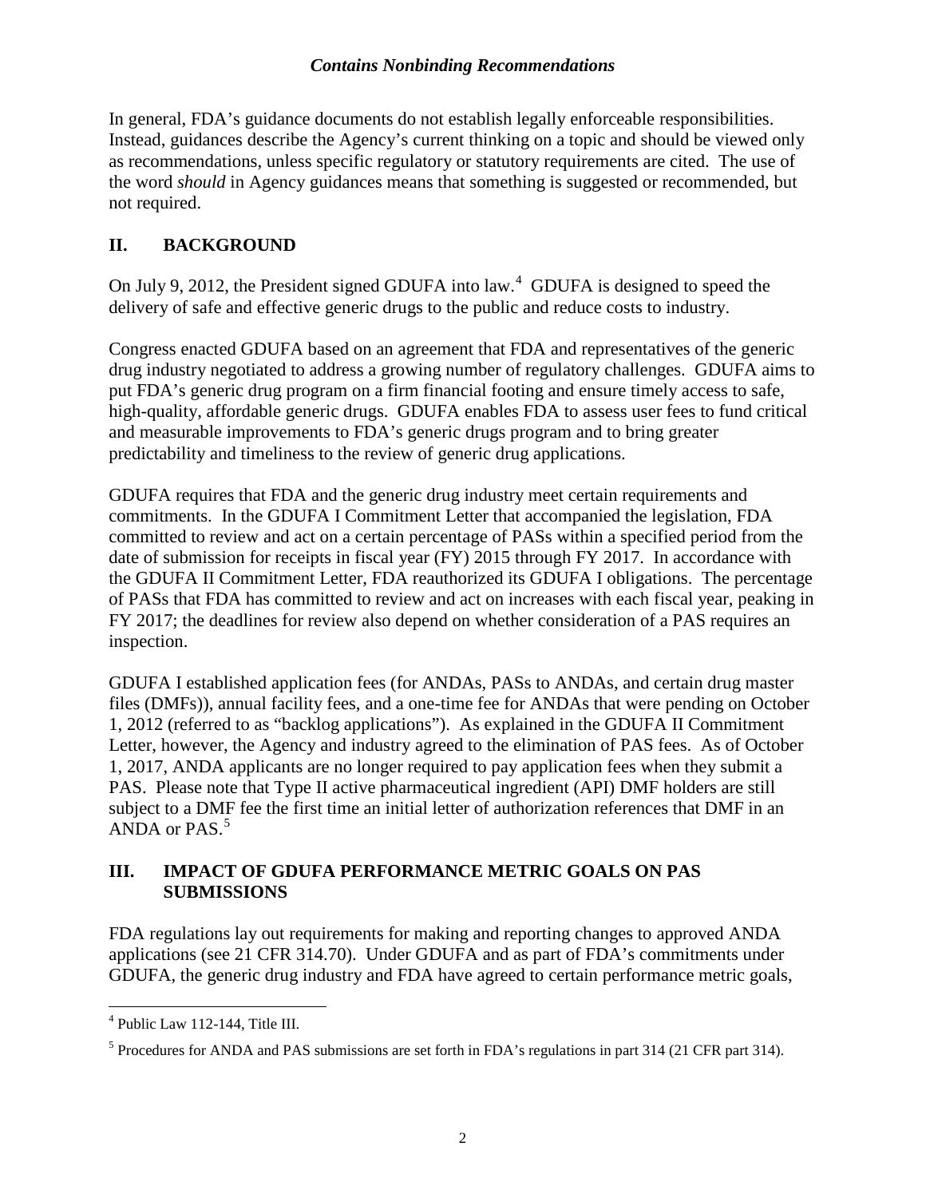In general, FDA's guidance documents do not establish legally enforceable responsibilities. Instead, guidances describe the Agency's current thinking on a topic and should be viewed only as recommendations, unless specific regulatory or statutory requirements are cited. The use of the word *should* in Agency guidances means that something is suggested or recommended, but not required.

## II. BACKGROUND

On July 9, 2012, the President signed GDUFA into law.[4] GDUFA is designed to speed the delivery of safe and effective generic drugs to the public and reduce costs to industry.

Congress enacted GDUFA based on an agreement that FDA and representatives of the generic drug industry negotiated to address a growing number of regulatory challenges. GDUFA aims to put FDA's generic drug program on a firm financial footing and ensure timely access to safe, high-quality, affordable generic drugs. GDUFA enables FDA to assess user fees to fund critical and measurable improvements to FDA's generic drugs program and to bring greater predictability and timeliness to the review of generic drug applications.

GDUFA requires that FDA and the generic drug industry meet certain requirements and commitments. In the GDUFA I Commitment Letter that accompanied the legislation, FDA committed to review and act on a certain percentage of PASs within a specified period from the date of submission for receipts in fiscal year (FY) 2015 through FY 2017. In accordance with the GDUFA II Commitment Letter, FDA reauthorized its GDUFA I obligations. The percentage of PASs that FDA has committed to review and act on increases with each fiscal year, peaking in FY 2017; the deadlines for review also depend on whether consideration of a PAS requires an inspection.

GDUFA I established application fees (for ANDAs, PASs to ANDAs, and certain drug master files (DMFs)), annual facility fees, and a one-time fee for ANDAs that were pending on October 1, 2012 (referred to as "backlog applications"). As explained in the GDUFA II Commitment Letter, however, the Agency and industry agreed to the elimination of PAS fees. As of October 1, 2017, ANDA applicants are no longer required to pay application fees when they submit a PAS. Please note that Type II active pharmaceutical ingredient (API) DMF holders are still subject to a DMF fee the first time an initial letter of authorization references that DMF in an ANDA or PAS.[5]

## III. IMPACT OF GDUFA PERFORMANCE METRIC GOALS ON PAS SUBMISSIONS

FDA regulations lay out requirements for making and reporting changes to approved ANDA applications (see 21 CFR 314.70). Under GDUFA and as part of FDA's commitments under GDUFA, the generic drug industry and FDA have agreed to certain performance metric goals,

---

[4] Public Law 112-144, Title III.

[5] Procedures for ANDA and PAS submissions are set forth in FDA's regulations in part 314 (21 CFR part 314).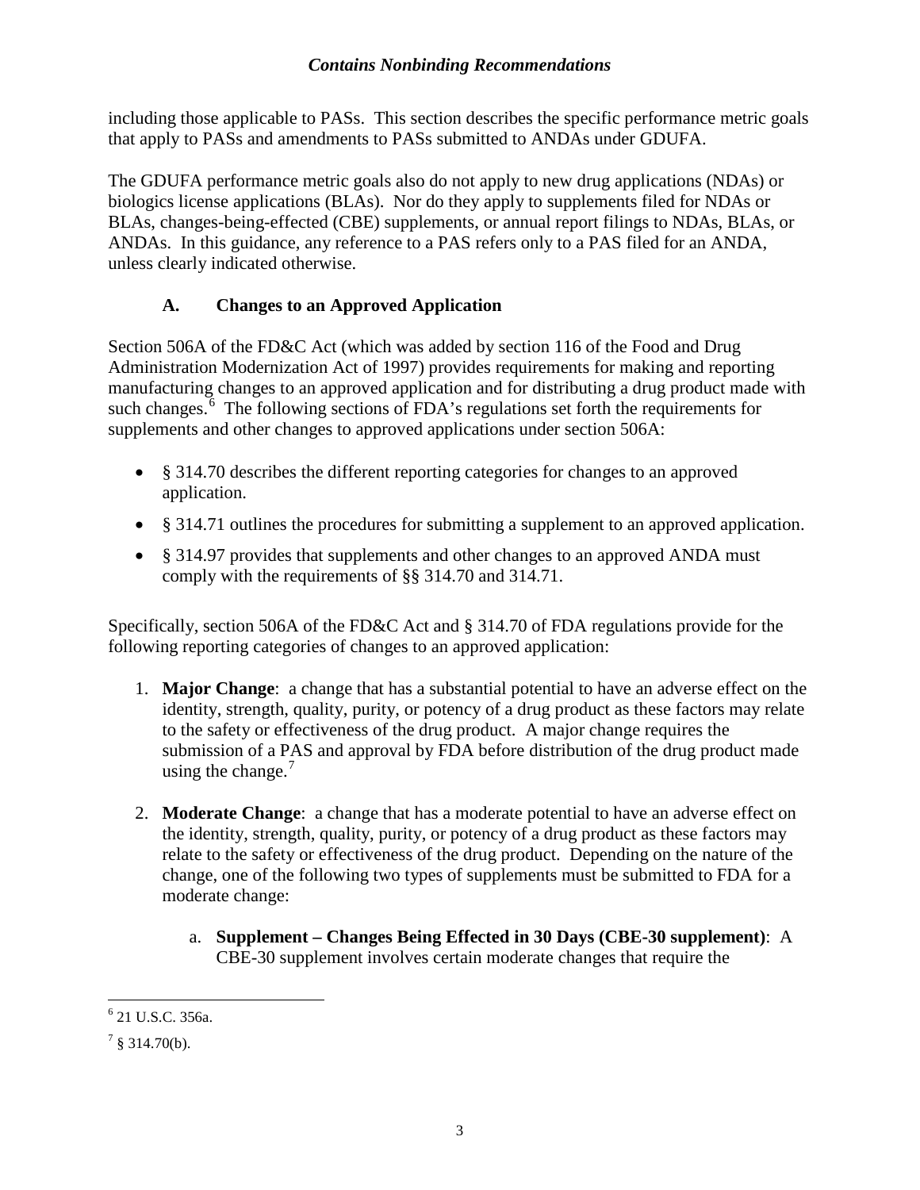including those applicable to PASs. This section describes the specific performance metric goals that apply to PASs and amendments to PASs submitted to ANDAs under GDUFA.

The GDUFA performance metric goals also do not apply to new drug applications (NDAs) or biologics license applications (BLAs). Nor do they apply to supplements filed for NDAs or BLAs, changes-being-effected (CBE) supplements, or annual report filings to NDAs, BLAs, or ANDAs. In this guidance, any reference to a PAS refers only to a PAS filed for an ANDA, unless clearly indicated otherwise.

### A. Changes to an Approved Application

Section 506A of the FD&C Act (which was added by section 116 of the Food and Drug Administration Modernization Act of 1997) provides requirements for making and reporting manufacturing changes to an approved application and for distributing a drug product made with such changes.[6] The following sections of FDA's regulations set forth the requirements for supplements and other changes to approved applications under section 506A:

- § 314.70 describes the different reporting categories for changes to an approved application.
- § 314.71 outlines the procedures for submitting a supplement to an approved application.
- § 314.97 provides that supplements and other changes to an approved ANDA must comply with the requirements of §§ 314.70 and 314.71.

Specifically, section 506A of the FD&C Act and § 314.70 of FDA regulations provide for the following reporting categories of changes to an approved application:

1. **Major Change**: a change that has a substantial potential to have an adverse effect on the identity, strength, quality, purity, or potency of a drug product as these factors may relate to the safety or effectiveness of the drug product. A major change requires the submission of a PAS and approval by FDA before distribution of the drug product made using the change.[7]

2. **Moderate Change**: a change that has a moderate potential to have an adverse effect on the identity, strength, quality, purity, or potency of a drug product as these factors may relate to the safety or effectiveness of the drug product. Depending on the nature of the change, one of the following two types of supplements must be submitted to FDA for a moderate change:

    a. **Supplement – Changes Being Effected in 30 Days (CBE-30 supplement)**: A CBE-30 supplement involves certain moderate changes that require the

---

[6] 21 U.S.C. 356a.

[7] § 314.70(b).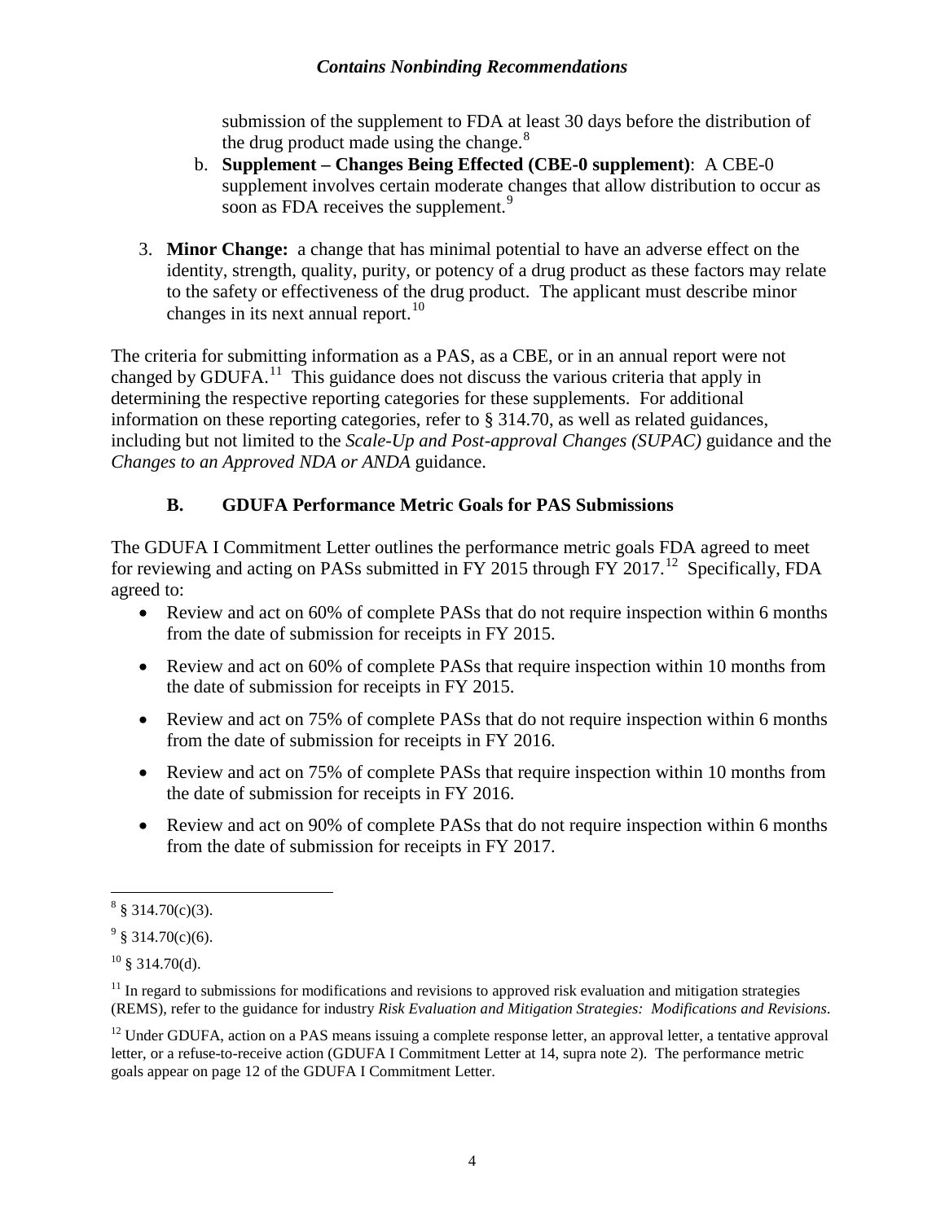submission of the supplement to FDA at least 30 days before the distribution of the drug product made using the change.[8]

b. **Supplement – Changes Being Effected (CBE-0 supplement)**: A CBE-0 supplement involves certain moderate changes that allow distribution to occur as soon as FDA receives the supplement.[9]

3. **Minor Change:** a change that has minimal potential to have an adverse effect on the identity, strength, quality, purity, or potency of a drug product as these factors may relate to the safety or effectiveness of the drug product. The applicant must describe minor changes in its next annual report.[10]

The criteria for submitting information as a PAS, as a CBE, or in an annual report were not changed by GDUFA.[11] This guidance does not discuss the various criteria that apply in determining the respective reporting categories for these supplements. For additional information on these reporting categories, refer to § 314.70, as well as related guidances, including but not limited to the *Scale-Up and Post-approval Changes (SUPAC)* guidance and the *Changes to an Approved NDA or ANDA* guidance.

### B. GDUFA Performance Metric Goals for PAS Submissions

The GDUFA I Commitment Letter outlines the performance metric goals FDA agreed to meet for reviewing and acting on PASs submitted in FY 2015 through FY 2017.[12] Specifically, FDA agreed to:

- Review and act on 60% of complete PASs that do not require inspection within 6 months from the date of submission for receipts in FY 2015.
- Review and act on 60% of complete PASs that require inspection within 10 months from the date of submission for receipts in FY 2015.
- Review and act on 75% of complete PASs that do not require inspection within 6 months from the date of submission for receipts in FY 2016.
- Review and act on 75% of complete PASs that require inspection within 10 months from the date of submission for receipts in FY 2016.
- Review and act on 90% of complete PASs that do not require inspection within 6 months from the date of submission for receipts in FY 2017.

---

[8] § 314.70(c)(3).

[9] § 314.70(c)(6).

[10] § 314.70(d).

[11] In regard to submissions for modifications and revisions to approved risk evaluation and mitigation strategies (REMS), refer to the guidance for industry *Risk Evaluation and Mitigation Strategies: Modifications and Revisions*.

[12] Under GDUFA, action on a PAS means issuing a complete response letter, an approval letter, a tentative approval letter, or a refuse-to-receive action (GDUFA I Commitment Letter at 14, supra note 2). The performance metric goals appear on page 12 of the GDUFA I Commitment Letter.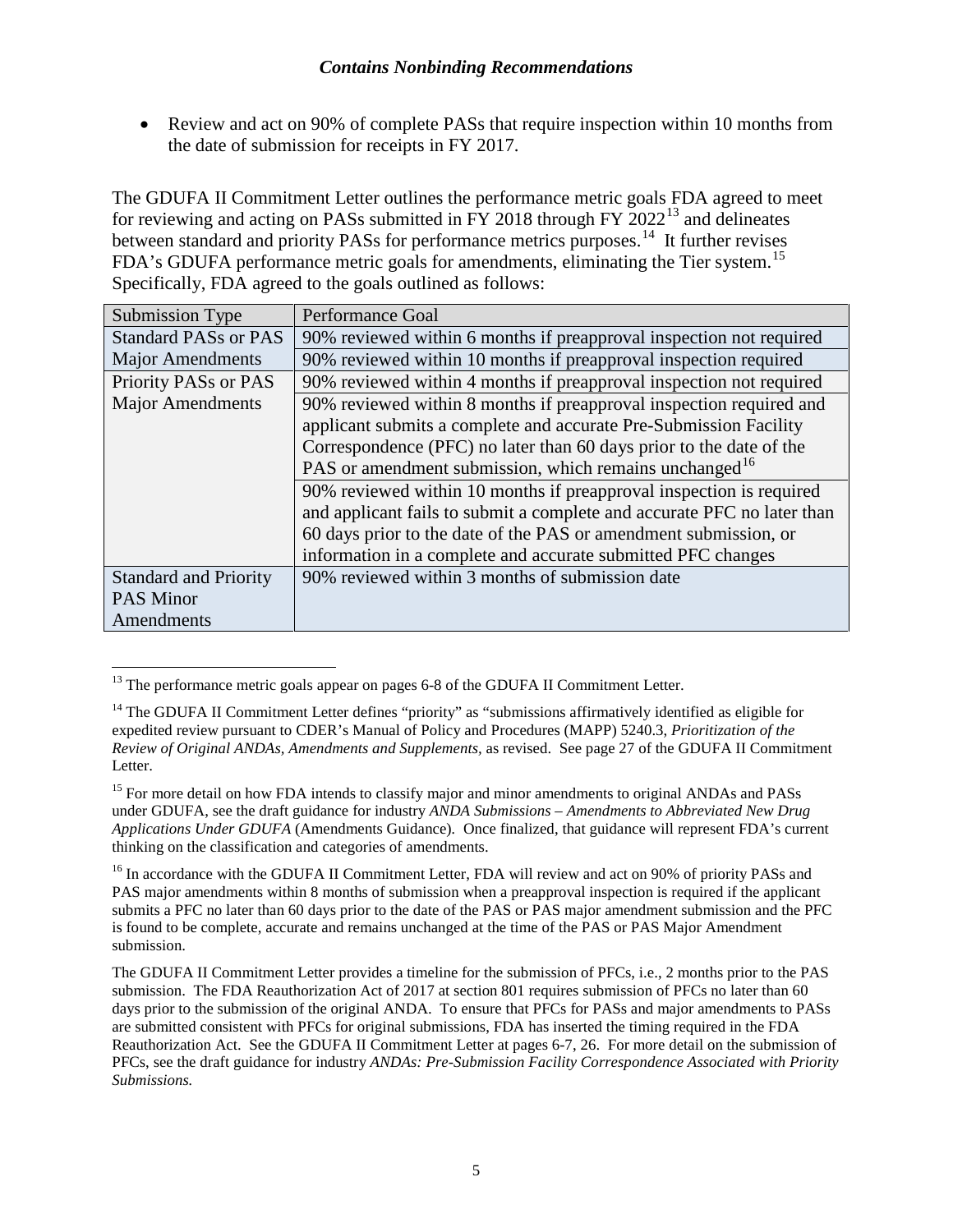- Review and act on 90% of complete PASs that require inspection within 10 months from the date of submission for receipts in FY 2017.

The GDUFA II Commitment Letter outlines the performance metric goals FDA agreed to meet for reviewing and acting on PASs submitted in FY 2018 through FY 2022[13] and delineates between standard and priority PASs for performance metrics purposes.[14] It further revises FDA's GDUFA performance metric goals for amendments, eliminating the Tier system.[15] Specifically, FDA agreed to the goals outlined as follows:

| Submission Type | Performance Goal |
|---|---|
| Standard PASs or PAS Major Amendments | 90% reviewed within 6 months if preapproval inspection not required |
| | 90% reviewed within 10 months if preapproval inspection required |
| Priority PASs or PAS Major Amendments | 90% reviewed within 4 months if preapproval inspection not required |
| | 90% reviewed within 8 months if preapproval inspection required and applicant submits a complete and accurate Pre-Submission Facility Correspondence (PFC) no later than 60 days prior to the date of the PAS or amendment submission, which remains unchanged[16] |
| | 90% reviewed within 10 months if preapproval inspection is required and applicant fails to submit a complete and accurate PFC no later than 60 days prior to the date of the PAS or amendment submission, or information in a complete and accurate submitted PFC changes |
| Standard and Priority PAS Minor Amendments | 90% reviewed within 3 months of submission date |

[13] The performance metric goals appear on pages 6-8 of the GDUFA II Commitment Letter.

[14] The GDUFA II Commitment Letter defines "priority" as "submissions affirmatively identified as eligible for expedited review pursuant to CDER's Manual of Policy and Procedures (MAPP) 5240.3, *Prioritization of the Review of Original ANDAs, Amendments and Supplements,* as revised. See page 27 of the GDUFA II Commitment Letter.

[15] For more detail on how FDA intends to classify major and minor amendments to original ANDAs and PASs under GDUFA, see the draft guidance for industry *ANDA Submissions – Amendments to Abbreviated New Drug Applications Under GDUFA* (Amendments Guidance). Once finalized, that guidance will represent FDA's current thinking on the classification and categories of amendments.

[16] In accordance with the GDUFA II Commitment Letter, FDA will review and act on 90% of priority PASs and PAS major amendments within 8 months of submission when a preapproval inspection is required if the applicant submits a PFC no later than 60 days prior to the date of the PAS or PAS major amendment submission and the PFC is found to be complete, accurate and remains unchanged at the time of the PAS or PAS Major Amendment submission.

The GDUFA II Commitment Letter provides a timeline for the submission of PFCs, i.e., 2 months prior to the PAS submission. The FDA Reauthorization Act of 2017 at section 801 requires submission of PFCs no later than 60 days prior to the submission of the original ANDA. To ensure that PFCs for PASs and major amendments to PASs are submitted consistent with PFCs for original submissions, FDA has inserted the timing required in the FDA Reauthorization Act. See the GDUFA II Commitment Letter at pages 6-7, 26. For more detail on the submission of PFCs, see the draft guidance for industry *ANDAs: Pre-Submission Facility Correspondence Associated with Priority Submissions.*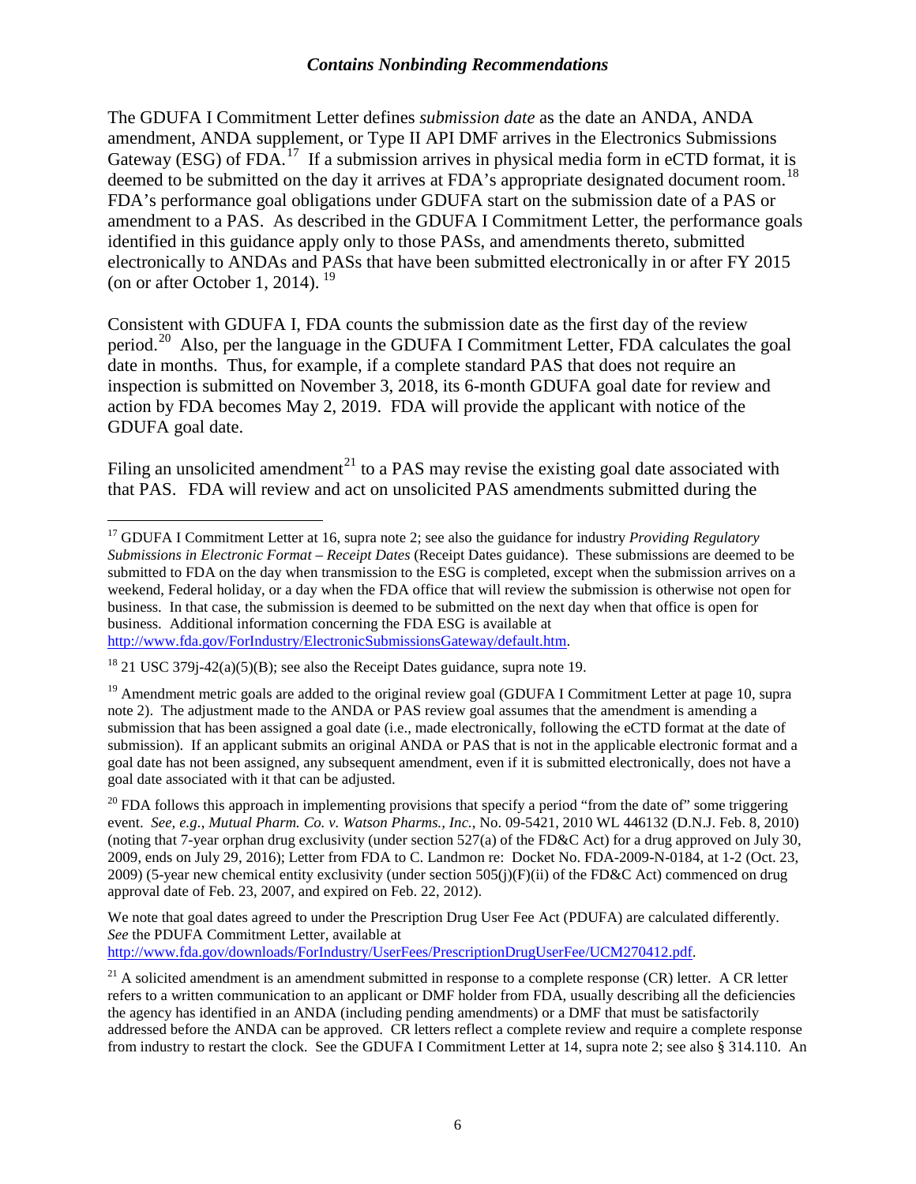The GDUFA I Commitment Letter defines *submission date* as the date an ANDA, ANDA amendment, ANDA supplement, or Type II API DMF arrives in the Electronics Submissions Gateway (ESG) of FDA.[17] If a submission arrives in physical media form in eCTD format, it is deemed to be submitted on the day it arrives at FDA's appropriate designated document room.[18] FDA's performance goal obligations under GDUFA start on the submission date of a PAS or amendment to a PAS. As described in the GDUFA I Commitment Letter, the performance goals identified in this guidance apply only to those PASs, and amendments thereto, submitted electronically to ANDAs and PASs that have been submitted electronically in or after FY 2015 (on or after October 1, 2014).[19]

Consistent with GDUFA I, FDA counts the submission date as the first day of the review period.[20] Also, per the language in the GDUFA I Commitment Letter, FDA calculates the goal date in months. Thus, for example, if a complete standard PAS that does not require an inspection is submitted on November 3, 2018, its 6-month GDUFA goal date for review and action by FDA becomes May 2, 2019. FDA will provide the applicant with notice of the GDUFA goal date.

Filing an unsolicited amendment[21] to a PAS may revise the existing goal date associated with that PAS. FDA will review and act on unsolicited PAS amendments submitted during the

---

[17] GDUFA I Commitment Letter at 16, supra note 2; see also the guidance for industry *Providing Regulatory Submissions in Electronic Format – Receipt Dates* (Receipt Dates guidance). These submissions are deemed to be submitted to FDA on the day when transmission to the ESG is completed, except when the submission arrives on a weekend, Federal holiday, or a day when the FDA office that will review the submission is otherwise not open for business. In that case, the submission is deemed to be submitted on the next day when that office is open for business. Additional information concerning the FDA ESG is available at http://www.fda.gov/ForIndustry/ElectronicSubmissionsGateway/default.htm.

[18] 21 USC 379j-42(a)(5)(B); see also the Receipt Dates guidance, supra note 19.

[19] Amendment metric goals are added to the original review goal (GDUFA I Commitment Letter at page 10, supra note 2). The adjustment made to the ANDA or PAS review goal assumes that the amendment is amending a submission that has been assigned a goal date (i.e., made electronically, following the eCTD format at the date of submission). If an applicant submits an original ANDA or PAS that is not in the applicable electronic format and a goal date has not been assigned, any subsequent amendment, even if it is submitted electronically, does not have a goal date associated with it that can be adjusted.

[20] FDA follows this approach in implementing provisions that specify a period "from the date of" some triggering event. *See, e.g., Mutual Pharm. Co. v. Watson Pharms., Inc.*, No. 09-5421, 2010 WL 446132 (D.N.J. Feb. 8, 2010) (noting that 7-year orphan drug exclusivity (under section 527(a) of the FD&C Act) for a drug approved on July 30, 2009, ends on July 29, 2016); Letter from FDA to C. Landmon re: Docket No. FDA-2009-N-0184, at 1-2 (Oct. 23, 2009) (5-year new chemical entity exclusivity (under section 505(j)(F)(ii) of the FD&C Act) commenced on drug approval date of Feb. 23, 2007, and expired on Feb. 22, 2012).

We note that goal dates agreed to under the Prescription Drug User Fee Act (PDUFA) are calculated differently. *See* the PDUFA Commitment Letter, available at http://www.fda.gov/downloads/ForIndustry/UserFees/PrescriptionDrugUserFee/UCM270412.pdf.

[21] A solicited amendment is an amendment submitted in response to a complete response (CR) letter. A CR letter refers to a written communication to an applicant or DMF holder from FDA, usually describing all the deficiencies the agency has identified in an ANDA (including pending amendments) or a DMF that must be satisfactorily addressed before the ANDA can be approved. CR letters reflect a complete review and require a complete response from industry to restart the clock. See the GDUFA I Commitment Letter at 14, supra note 2; see also § 314.110. An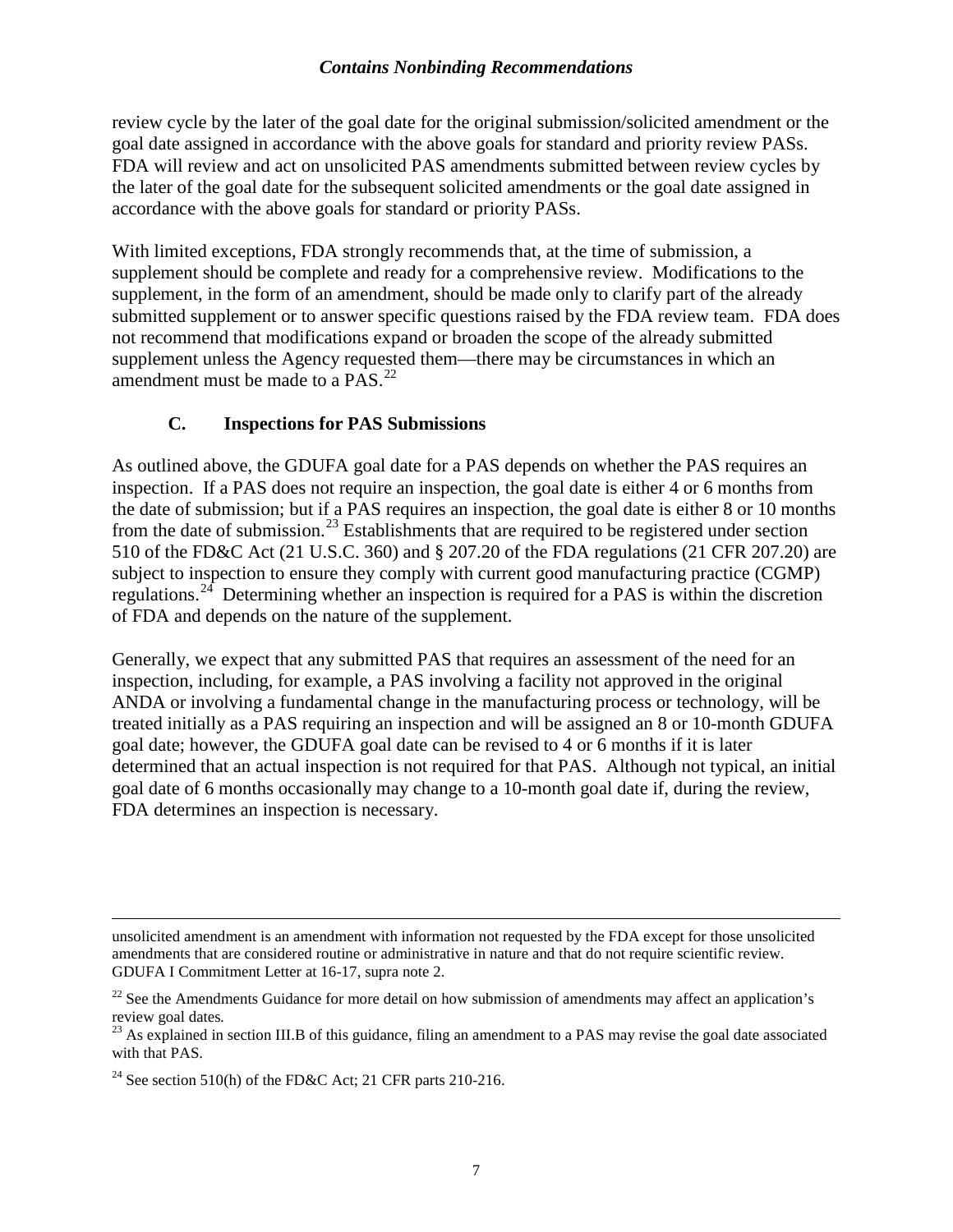review cycle by the later of the goal date for the original submission/solicited amendment or the goal date assigned in accordance with the above goals for standard and priority review PASs. FDA will review and act on unsolicited PAS amendments submitted between review cycles by the later of the goal date for the subsequent solicited amendments or the goal date assigned in accordance with the above goals for standard or priority PASs.

With limited exceptions, FDA strongly recommends that, at the time of submission, a supplement should be complete and ready for a comprehensive review. Modifications to the supplement, in the form of an amendment, should be made only to clarify part of the already submitted supplement or to answer specific questions raised by the FDA review team. FDA does not recommend that modifications expand or broaden the scope of the already submitted supplement unless the Agency requested them—there may be circumstances in which an amendment must be made to a PAS.[22]

### C. Inspections for PAS Submissions

As outlined above, the GDUFA goal date for a PAS depends on whether the PAS requires an inspection. If a PAS does not require an inspection, the goal date is either 4 or 6 months from the date of submission; but if a PAS requires an inspection, the goal date is either 8 or 10 months from the date of submission.[23] Establishments that are required to be registered under section 510 of the FD&C Act (21 U.S.C. 360) and § 207.20 of the FDA regulations (21 CFR 207.20) are subject to inspection to ensure they comply with current good manufacturing practice (CGMP) regulations.[24] Determining whether an inspection is required for a PAS is within the discretion of FDA and depends on the nature of the supplement.

Generally, we expect that any submitted PAS that requires an assessment of the need for an inspection, including, for example, a PAS involving a facility not approved in the original ANDA or involving a fundamental change in the manufacturing process or technology, will be treated initially as a PAS requiring an inspection and will be assigned an 8 or 10-month GDUFA goal date; however, the GDUFA goal date can be revised to 4 or 6 months if it is later determined that an actual inspection is not required for that PAS. Although not typical, an initial goal date of 6 months occasionally may change to a 10-month goal date if, during the review, FDA determines an inspection is necessary.

---

unsolicited amendment is an amendment with information not requested by the FDA except for those unsolicited amendments that are considered routine or administrative in nature and that do not require scientific review. GDUFA I Commitment Letter at 16-17, supra note 2.

[22] See the Amendments Guidance for more detail on how submission of amendments may affect an application's review goal dates.

[23] As explained in section III.B of this guidance, filing an amendment to a PAS may revise the goal date associated with that PAS.

[24] See section 510(h) of the FD&C Act; 21 CFR parts 210-216.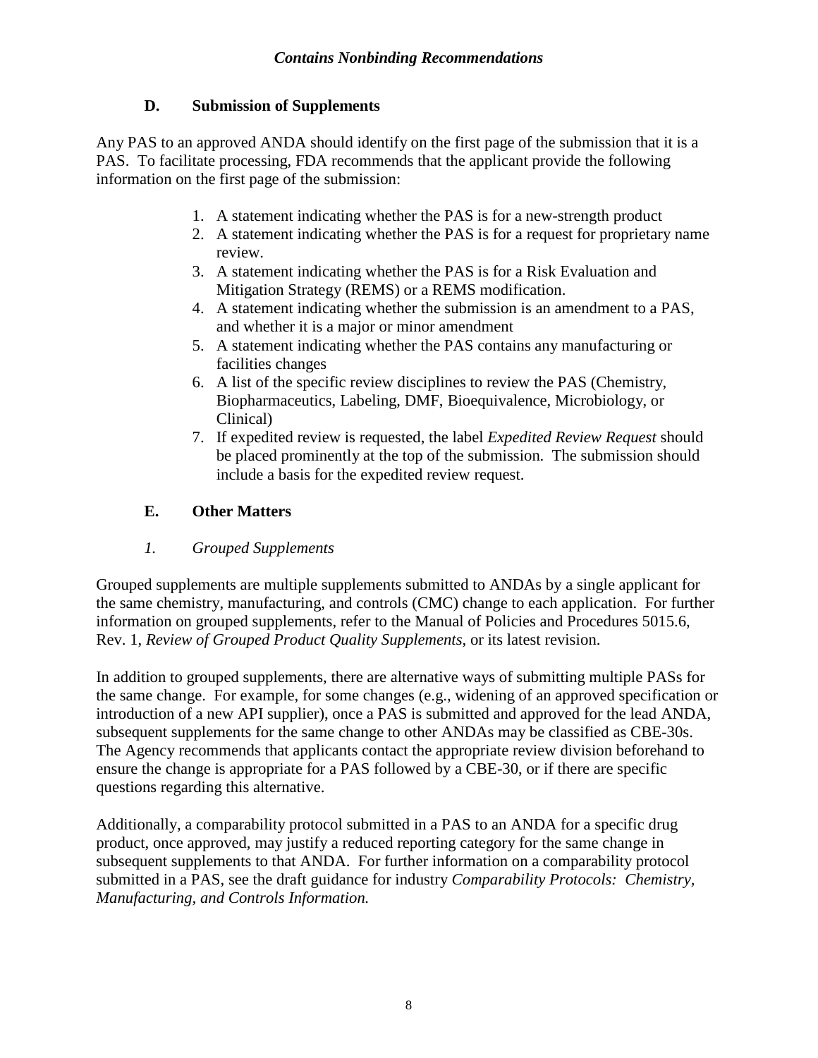### D. Submission of Supplements

Any PAS to an approved ANDA should identify on the first page of the submission that it is a PAS. To facilitate processing, FDA recommends that the applicant provide the following information on the first page of the submission:

1. A statement indicating whether the PAS is for a new-strength product
2. A statement indicating whether the PAS is for a request for proprietary name review.
3. A statement indicating whether the PAS is for a Risk Evaluation and Mitigation Strategy (REMS) or a REMS modification.
4. A statement indicating whether the submission is an amendment to a PAS, and whether it is a major or minor amendment
5. A statement indicating whether the PAS contains any manufacturing or facilities changes
6. A list of the specific review disciplines to review the PAS (Chemistry, Biopharmaceutics, Labeling, DMF, Bioequivalence, Microbiology, or Clinical)
7. If expedited review is requested, the label *Expedited Review Request* should be placed prominently at the top of the submission. The submission should include a basis for the expedited review request.

### E. Other Matters

#### *1. Grouped Supplements*

Grouped supplements are multiple supplements submitted to ANDAs by a single applicant for the same chemistry, manufacturing, and controls (CMC) change to each application. For further information on grouped supplements, refer to the Manual of Policies and Procedures 5015.6, Rev. 1, *Review of Grouped Product Quality Supplements*, or its latest revision.

In addition to grouped supplements, there are alternative ways of submitting multiple PASs for the same change. For example, for some changes (e.g., widening of an approved specification or introduction of a new API supplier), once a PAS is submitted and approved for the lead ANDA, subsequent supplements for the same change to other ANDAs may be classified as CBE-30s. The Agency recommends that applicants contact the appropriate review division beforehand to ensure the change is appropriate for a PAS followed by a CBE-30, or if there are specific questions regarding this alternative.

Additionally, a comparability protocol submitted in a PAS to an ANDA for a specific drug product, once approved, may justify a reduced reporting category for the same change in subsequent supplements to that ANDA. For further information on a comparability protocol submitted in a PAS, see the draft guidance for industry *Comparability Protocols: Chemistry, Manufacturing, and Controls Information.*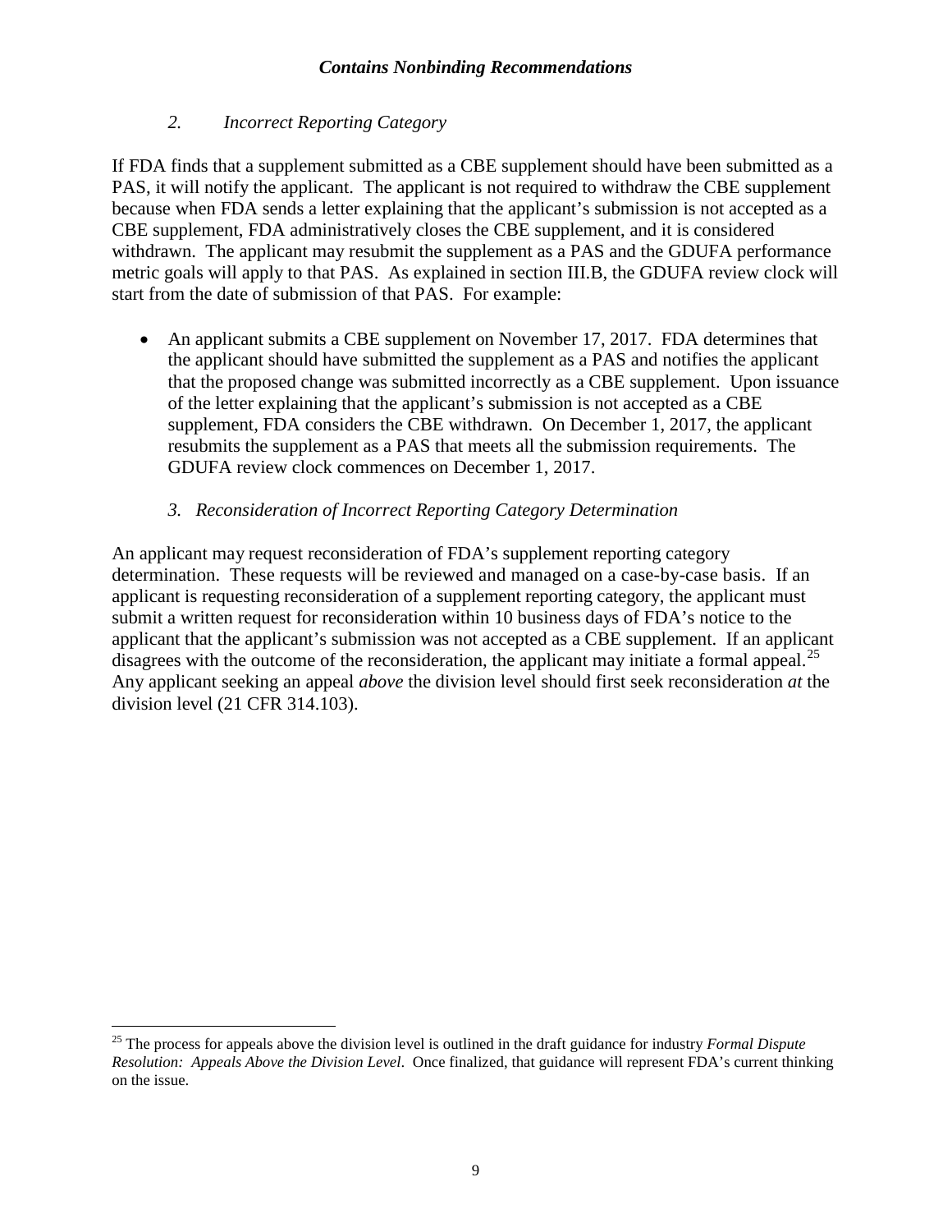### *2. Incorrect Reporting Category*

If FDA finds that a supplement submitted as a CBE supplement should have been submitted as a PAS, it will notify the applicant. The applicant is not required to withdraw the CBE supplement because when FDA sends a letter explaining that the applicant's submission is not accepted as a CBE supplement, FDA administratively closes the CBE supplement, and it is considered withdrawn. The applicant may resubmit the supplement as a PAS and the GDUFA performance metric goals will apply to that PAS. As explained in section III.B, the GDUFA review clock will start from the date of submission of that PAS. For example:

- An applicant submits a CBE supplement on November 17, 2017. FDA determines that the applicant should have submitted the supplement as a PAS and notifies the applicant that the proposed change was submitted incorrectly as a CBE supplement. Upon issuance of the letter explaining that the applicant's submission is not accepted as a CBE supplement, FDA considers the CBE withdrawn. On December 1, 2017, the applicant resubmits the supplement as a PAS that meets all the submission requirements. The GDUFA review clock commences on December 1, 2017.

### *3. Reconsideration of Incorrect Reporting Category Determination*

An applicant may request reconsideration of FDA's supplement reporting category determination. These requests will be reviewed and managed on a case-by-case basis. If an applicant is requesting reconsideration of a supplement reporting category, the applicant must submit a written request for reconsideration within 10 business days of FDA's notice to the applicant that the applicant's submission was not accepted as a CBE supplement. If an applicant disagrees with the outcome of the reconsideration, the applicant may initiate a formal appeal.[25] Any applicant seeking an appeal *above* the division level should first seek reconsideration *at* the division level (21 CFR 314.103).

---

[25] The process for appeals above the division level is outlined in the draft guidance for industry *Formal Dispute Resolution: Appeals Above the Division Level*. Once finalized, that guidance will represent FDA's current thinking on the issue.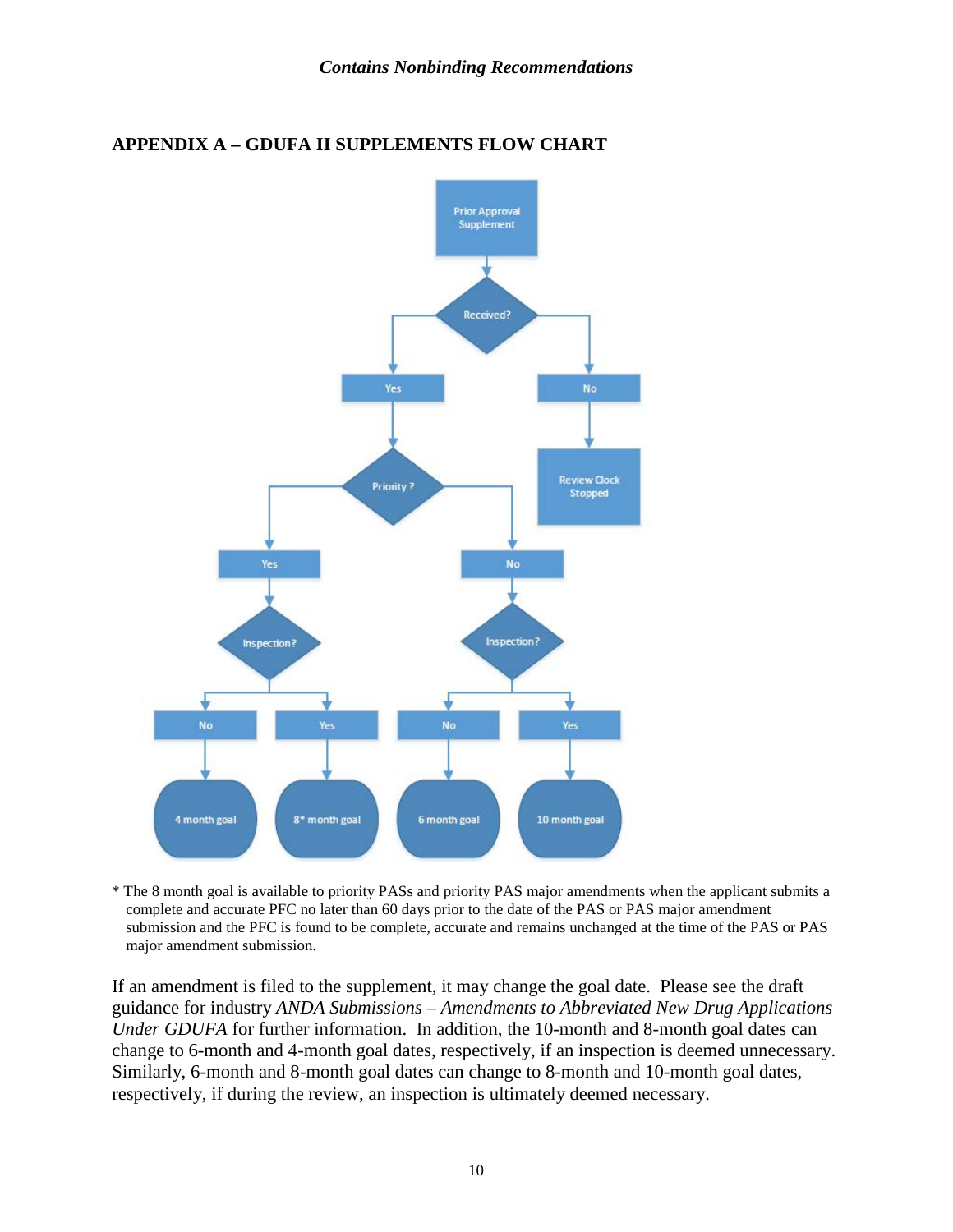## APPENDIX A – GDUFA II SUPPLEMENTS FLOW CHART

Prior Approval Supplement

Received?

Yes

No

Review Clock Stopped

Priority ?

Yes

No

Inspection?

Inspection?

No

Yes

No

Yes

4 month goal

8* month goal

6 month goal

10 month goal

\* The 8 month goal is available to priority PASs and priority PAS major amendments when the applicant submits a complete and accurate PFC no later than 60 days prior to the date of the PAS or PAS major amendment submission and the PFC is found to be complete, accurate and remains unchanged at the time of the PAS or PAS major amendment submission.

If an amendment is filed to the supplement, it may change the goal date. Please see the draft guidance for industry *ANDA Submissions – Amendments to Abbreviated New Drug Applications Under GDUFA* for further information. In addition, the 10-month and 8-month goal dates can change to 6-month and 4-month goal dates, respectively, if an inspection is deemed unnecessary. Similarly, 6-month and 8-month goal dates can change to 8-month and 10-month goal dates, respectively, if during the review, an inspection is ultimately deemed necessary.